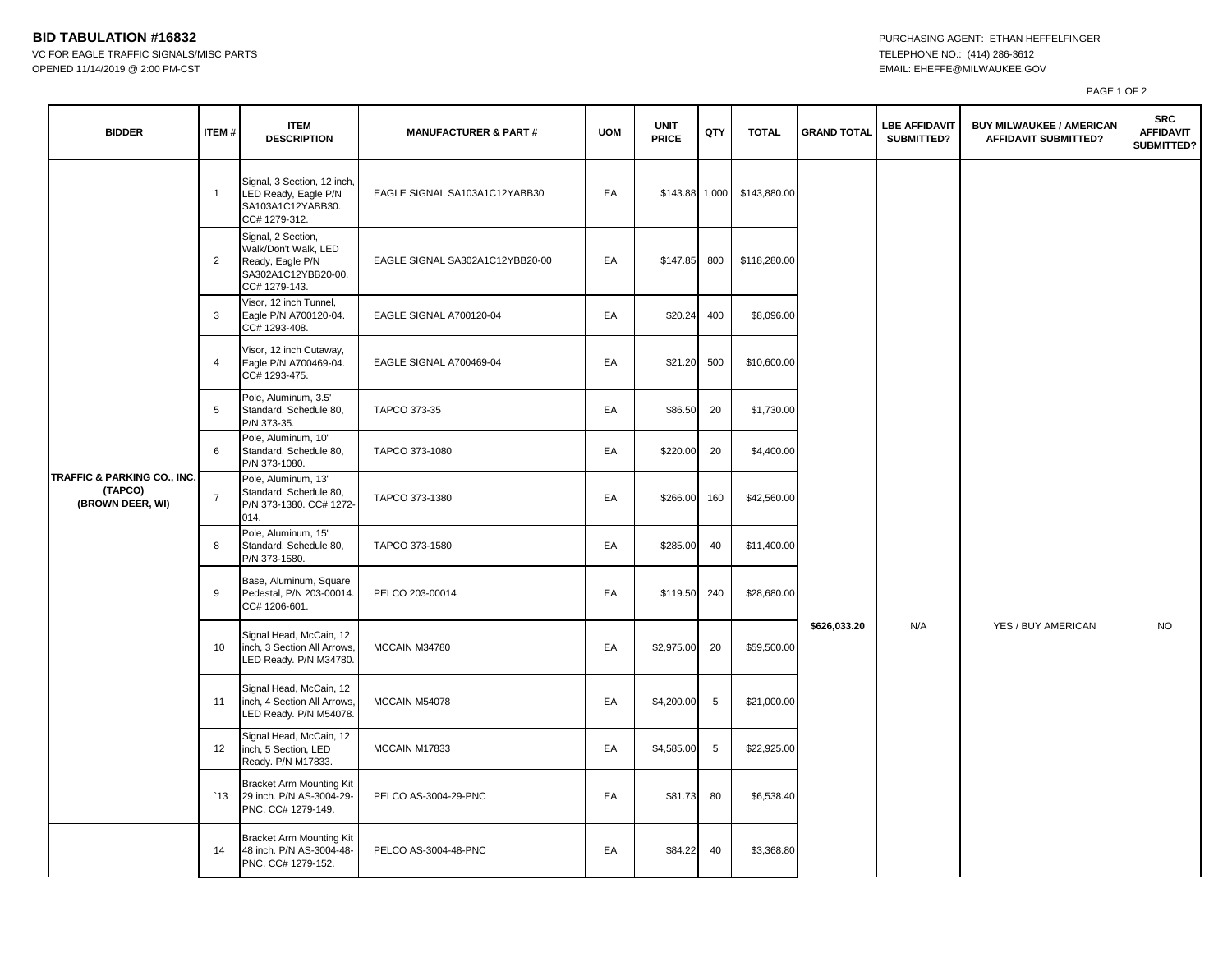# BID TABULATION #16832

VC FOR EAGLE TRAFFIC SIGNALS/MISC PARTS
OPENED 11/14/2019 @ 2:00 PM-CST

PURCHASING AGENT: ETHAN HEFFELFINGER
TELEPHONE NO.: (414) 286-3612
EMAIL: EHEFFE@MILWAUKEE.GOV

| BIDDER | ITEM # | ITEM DESCRIPTION | MANUFACTURER & PART # | UOM | UNIT PRICE | QTY | TOTAL | GRAND TOTAL | LBE AFFIDAVIT SUBMITTED? | BUY MILWAUKEE / AMERICAN AFFIDAVIT SUBMITTED? | SRC AFFIDAVIT SUBMITTED? |
|---|---|---|---|---|---|---|---|---|---|---|---|
| TRAFFIC & PARKING CO., INC. (TAPCO) (BROWN DEER, WI) | 1 | Signal, 3 Section, 12 inch, LED Ready, Eagle P/N SA103A1C12YABB30. CC# 1279-312. | EAGLE SIGNAL SA103A1C12YABB30 | EA | $143.88 | 1,000 | $143,880.00 | $626,033.20 | N/A | YES / BUY AMERICAN | NO |
| | 2 | Signal, 2 Section, Walk/Don't Walk, LED Ready, Eagle P/N SA302A1C12YBB20-00. CC# 1279-143. | EAGLE SIGNAL SA302A1C12YBB20-00 | EA | $147.85 | 800 | $118,280.00 | | | | |
| | 3 | Visor, 12 inch Tunnel, Eagle P/N A700120-04. CC# 1293-408. | EAGLE SIGNAL A700120-04 | EA | $20.24 | 400 | $8,096.00 | | | | |
| | 4 | Visor, 12 inch Cutaway, Eagle P/N A700469-04. CC# 1293-475. | EAGLE SIGNAL A700469-04 | EA | $21.20 | 500 | $10,600.00 | | | | |
| | 5 | Pole, Aluminum, 3.5' Standard, Schedule 80, P/N 373-35. | TAPCO 373-35 | EA | $86.50 | 20 | $1,730.00 | | | | |
| | 6 | Pole, Aluminum, 10' Standard, Schedule 80, P/N 373-1080. | TAPCO 373-1080 | EA | $220.00 | 20 | $4,400.00 | | | | |
| | 7 | Pole, Aluminum, 13' Standard, Schedule 80, P/N 373-1380. CC# 1272-014. | TAPCO 373-1380 | EA | $266.00 | 160 | $42,560.00 | | | | |
| | 8 | Pole, Aluminum, 15' Standard, Schedule 80, P/N 373-1580. | TAPCO 373-1580 | EA | $285.00 | 40 | $11,400.00 | | | | |
| | 9 | Base, Aluminum, Square Pedestal, P/N 203-00014. CC# 1206-601. | PELCO 203-00014 | EA | $119.50 | 240 | $28,680.00 | | | | |
| | 10 | Signal Head, McCain, 12 inch, 3 Section All Arrows, LED Ready. P/N M34780. | MCCAIN M34780 | EA | $2,975.00 | 20 | $59,500.00 | | | | |
| | 11 | Signal Head, McCain, 12 inch, 4 Section All Arrows, LED Ready. P/N M54078. | MCCAIN M54078 | EA | $4,200.00 | 5 | $21,000.00 | | | | |
| | 12 | Signal Head, McCain, 12 inch, 5 Section, LED Ready. P/N M17833. | MCCAIN M17833 | EA | $4,585.00 | 5 | $22,925.00 | | | | |
| | `13 | Bracket Arm Mounting Kit 29 inch. P/N AS-3004-29-PNC. CC# 1279-149. | PELCO AS-3004-29-PNC | EA | $81.73 | 80 | $6,538.40 | | | | |
| | 14 | Bracket Arm Mounting Kit 48 inch. P/N AS-3004-48-PNC. CC# 1279-152. | PELCO AS-3004-48-PNC | EA | $84.22 | 40 | $3,368.80 | | | | |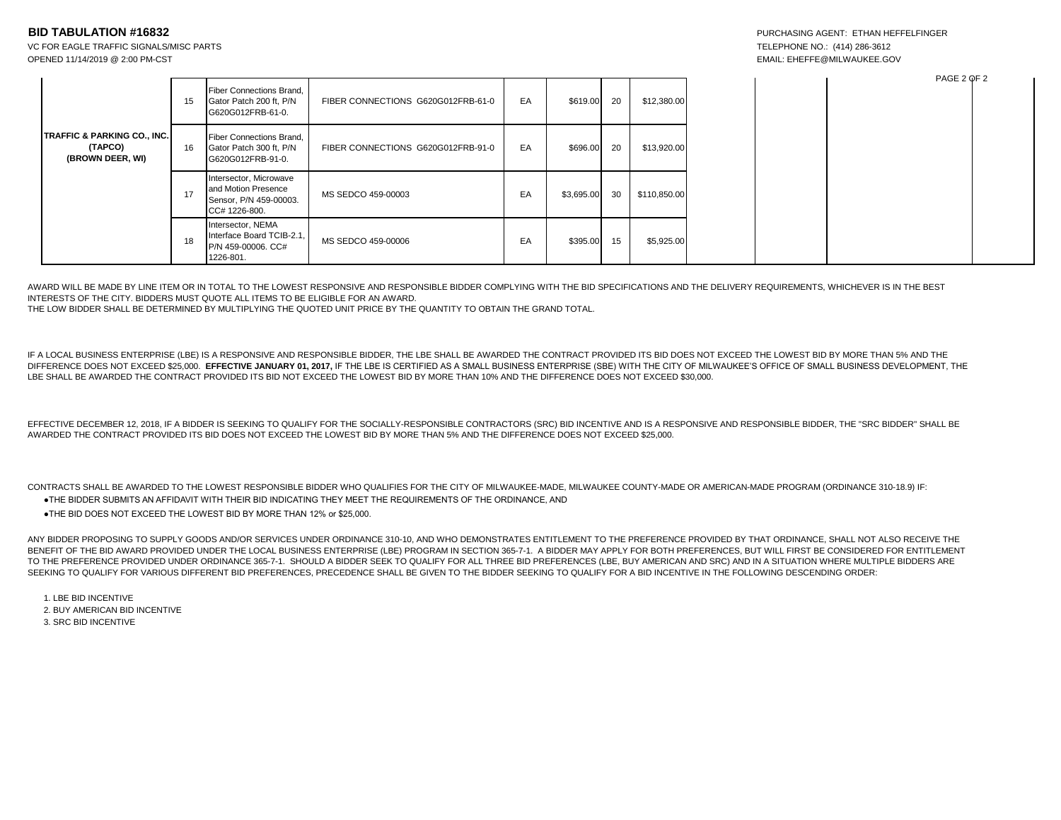**BID TABULATION #16832**

VC FOR EAGLE TRAFFIC SIGNALS/MISC PARTS

OPENED 11/14/2019 @ 2:00 PM-CST

PURCHASING AGENT: ETHAN HEFFELFINGER

TELEPHONE NO.: (414) 286-3612

EMAIL: EHEFFE@MILWAUKEE.GOV

| | | | | | | | | | | | |
|---|---|---|---|---|---|---|---|---|---|---|---|
| **TRAFFIC & PARKING CO., INC. (TAPCO) (BROWN DEER, WI)** | 15 | Fiber Connections Brand, Gator Patch 200 ft, P/N G620G012FRB-61-0. | FIBER CONNECTIONS G620G012FRB-61-0 | EA | $619.00 | 20 | $12,380.00 | | | | |
| | 16 | Fiber Connections Brand, Gator Patch 300 ft, P/N G620G012FRB-91-0. | FIBER CONNECTIONS G620G012FRB-91-0 | EA | $696.00 | 20 | $13,920.00 | | | | |
| | 17 | Intersector, Microwave and Motion Presence Sensor, P/N 459-00003. CC# 1226-800. | MS SEDCO 459-00003 | EA | $3,695.00 | 30 | $110,850.00 | | | | |
| | 18 | Intersector, NEMA Interface Board TCIB-2.1, P/N 459-00006. CC# 1226-801. | MS SEDCO 459-00006 | EA | $395.00 | 15 | $5,925.00 | | | | |

AWARD WILL BE MADE BY LINE ITEM OR IN TOTAL TO THE LOWEST RESPONSIVE AND RESPONSIBLE BIDDER COMPLYING WITH THE BID SPECIFICATIONS AND THE DELIVERY REQUIREMENTS, WHICHEVER IS IN THE BEST INTERESTS OF THE CITY. BIDDERS MUST QUOTE ALL ITEMS TO BE ELIGIBLE FOR AN AWARD.
THE LOW BIDDER SHALL BE DETERMINED BY MULTIPLYING THE QUOTED UNIT PRICE BY THE QUANTITY TO OBTAIN THE GRAND TOTAL.

IF A LOCAL BUSINESS ENTERPRISE (LBE) IS A RESPONSIVE AND RESPONSIBLE BIDDER, THE LBE SHALL BE AWARDED THE CONTRACT PROVIDED ITS BID DOES NOT EXCEED THE LOWEST BID BY MORE THAN 5% AND THE DIFFERENCE DOES NOT EXCEED $25,000. **EFFECTIVE JANUARY 01, 2017,** IF THE LBE IS CERTIFIED AS A SMALL BUSINESS ENTERPRISE (SBE) WITH THE CITY OF MILWAUKEE'S OFFICE OF SMALL BUSINESS DEVELOPMENT, THE LBE SHALL BE AWARDED THE CONTRACT PROVIDED ITS BID NOT EXCEED THE LOWEST BID BY MORE THAN 10% AND THE DIFFERENCE DOES NOT EXCEED $30,000.

EFFECTIVE DECEMBER 12, 2018, IF A BIDDER IS SEEKING TO QUALIFY FOR THE SOCIALLY-RESPONSIBLE CONTRACTORS (SRC) BID INCENTIVE AND IS A RESPONSIVE AND RESPONSIBLE BIDDER, THE "SRC BIDDER" SHALL BE AWARDED THE CONTRACT PROVIDED ITS BID DOES NOT EXCEED THE LOWEST BID BY MORE THAN 5% AND THE DIFFERENCE DOES NOT EXCEED $25,000.

CONTRACTS SHALL BE AWARDED TO THE LOWEST RESPONSIBLE BIDDER WHO QUALIFIES FOR THE CITY OF MILWAUKEE-MADE, MILWAUKEE COUNTY-MADE OR AMERICAN-MADE PROGRAM (ORDINANCE 310-18.9) IF:

- THE BIDDER SUBMITS AN AFFIDAVIT WITH THEIR BID INDICATING THEY MEET THE REQUIREMENTS OF THE ORDINANCE, AND
- THE BID DOES NOT EXCEED THE LOWEST BID BY MORE THAN 12% or $25,000.

ANY BIDDER PROPOSING TO SUPPLY GOODS AND/OR SERVICES UNDER ORDINANCE 310-10, AND WHO DEMONSTRATES ENTITLEMENT TO THE PREFERENCE PROVIDED BY THAT ORDINANCE, SHALL NOT ALSO RECEIVE THE BENEFIT OF THE BID AWARD PROVIDED UNDER THE LOCAL BUSINESS ENTERPRISE (LBE) PROGRAM IN SECTION 365-7-1. A BIDDER MAY APPLY FOR BOTH PREFERENCES, BUT WILL FIRST BE CONSIDERED FOR ENTITLEMENT TO THE PREFERENCE PROVIDED UNDER ORDINANCE 365-7-1. SHOULD A BIDDER SEEK TO QUALIFY FOR ALL THREE BID PREFERENCES (LBE, BUY AMERICAN AND SRC) AND IN A SITUATION WHERE MULTIPLE BIDDERS ARE SEEKING TO QUALIFY FOR VARIOUS DIFFERENT BID PREFERENCES, PRECEDENCE SHALL BE GIVEN TO THE BIDDER SEEKING TO QUALIFY FOR A BID INCENTIVE IN THE FOLLOWING DESCENDING ORDER:

1. LBE BID INCENTIVE
2. BUY AMERICAN BID INCENTIVE
3. SRC BID INCENTIVE